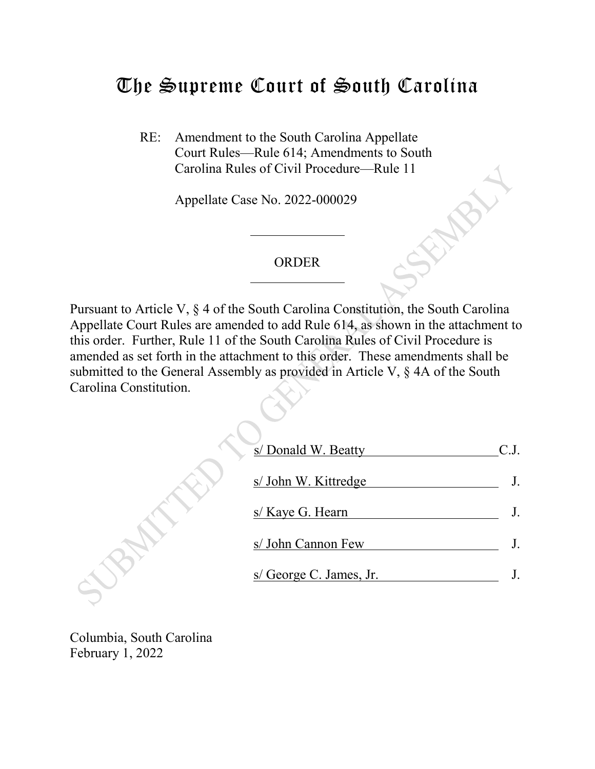# The Supreme Court of South Carolina

RE: Amendment to the South Carolina Appellate Court Rules—Rule 614; Amendments to South Carolina Rules of Civil Procedure—Rule 11

Appellate Case No. 2022-000029

---

ORDER

---

Pursuant to Article V, § 4 of the South Carolina Constitution, the South Carolina Appellate Court Rules are amended to add Rule 614, as shown in the attachment to this order. Further, Rule 11 of the South Carolina Rules of Civil Procedure is amended as set forth in the attachment to this order. These amendments shall be submitted to the General Assembly as provided in Article V, § 4A of the South Carolina Constitution.

s/ Donald W. Beatty C.J.

s/ John W. Kittredge J.

s/ Kaye G. Hearn J.

s/ John Cannon Few J.

s/ George C. James, Jr. J.

Columbia, South Carolina
February 1, 2022

SUBMITTED TO GENERAL ASSEMBLY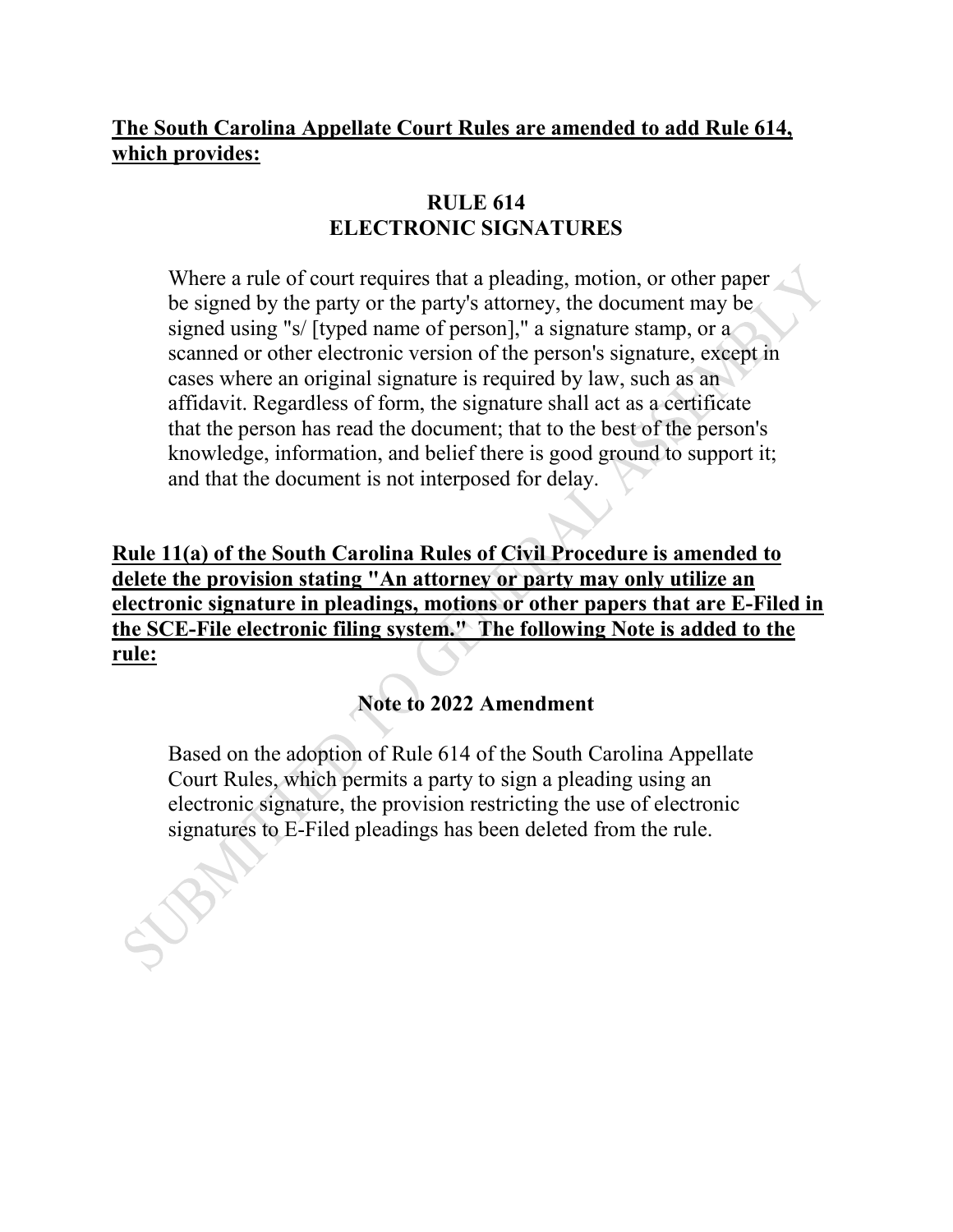**<u>The South Carolina Appellate Court Rules are amended to add Rule 614, which provides:</u>**

## RULE 614
## ELECTRONIC SIGNATURES

> Where a rule of court requires that a pleading, motion, or other paper be signed by the party or the party's attorney, the document may be signed using "s/ [typed name of person]," a signature stamp, or a scanned or other electronic version of the person's signature, except in cases where an original signature is required by law, such as an affidavit. Regardless of form, the signature shall act as a certificate that the person has read the document; that to the best of the person's knowledge, information, and belief there is good ground to support it; and that the document is not interposed for delay.

**<u>Rule 11(a) of the South Carolina Rules of Civil Procedure is amended to delete the provision stating "An attorney or party may only utilize an electronic signature in pleadings, motions or other papers that are E-Filed in the SCE-File electronic filing system." The following Note is added to the rule:</u>**

### Note to 2022 Amendment

> Based on the adoption of Rule 614 of the South Carolina Appellate Court Rules, which permits a party to sign a pleading using an electronic signature, the provision restricting the use of electronic signatures to E-Filed pleadings has been deleted from the rule.